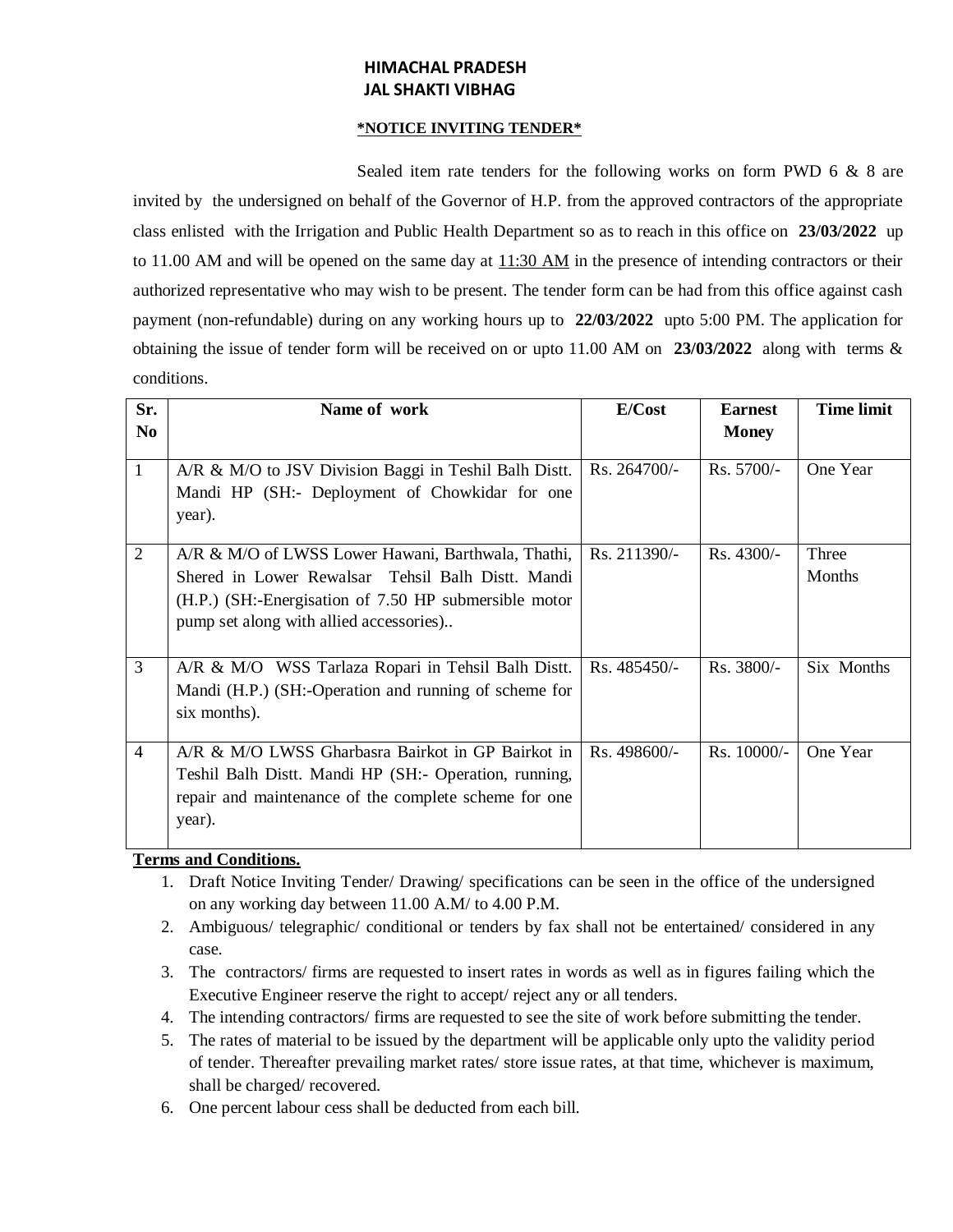# HIMACHAL PRADESH
# JAL SHAKTI VIBHAG

**\*NOTICE INVITING TENDER\***

Sealed item rate tenders for the following works on form PWD 6 & 8 are invited by the undersigned on behalf of the Governor of H.P. from the approved contractors of the appropriate class enlisted with the Irrigation and Public Health Department so as to reach in this office on **23/03/2022** up to 11.00 AM and will be opened on the same day at 11:30 AM in the presence of intending contractors or their authorized representative who may wish to be present. The tender form can be had from this office against cash payment (non-refundable) during on any working hours up to **22/03/2022** upto 5:00 PM. The application for obtaining the issue of tender form will be received on or upto 11.00 AM on **23/03/2022** along with terms & conditions.

| Sr. No | Name of work | E/Cost | Earnest Money | Time limit |
|---|---|---|---|---|
| 1 | A/R & M/O to JSV Division Baggi in Teshil Balh Distt. Mandi HP (SH:- Deployment of Chowkidar for one year). | Rs. 264700/- | Rs. 5700/- | One Year |
| 2 | A/R & M/O of LWSS Lower Hawani, Barthwala, Thathi, Shered in Lower Rewalsar Tehsil Balh Distt. Mandi (H.P.) (SH:-Energisation of 7.50 HP submersible motor pump set along with allied accessories).. | Rs. 211390/- | Rs. 4300/- | Three Months |
| 3 | A/R & M/O WSS Tarlaza Ropari in Tehsil Balh Distt. Mandi (H.P.) (SH:-Operation and running of scheme for six months). | Rs. 485450/- | Rs. 3800/- | Six Months |
| 4 | A/R & M/O LWSS Gharbasra Bairkot in GP Bairkot in Teshil Balh Distt. Mandi HP (SH:- Operation, running, repair and maintenance of the complete scheme for one year). | Rs. 498600/- | Rs. 10000/- | One Year |

**Terms and Conditions.**

1. Draft Notice Inviting Tender/ Drawing/ specifications can be seen in the office of the undersigned on any working day between 11.00 A.M/ to 4.00 P.M.
2. Ambiguous/ telegraphic/ conditional or tenders by fax shall not be entertained/ considered in any case.
3. The contractors/ firms are requested to insert rates in words as well as in figures failing which the Executive Engineer reserve the right to accept/ reject any or all tenders.
4. The intending contractors/ firms are requested to see the site of work before submitting the tender.
5. The rates of material to be issued by the department will be applicable only upto the validity period of tender. Thereafter prevailing market rates/ store issue rates, at that time, whichever is maximum, shall be charged/ recovered.
6. One percent labour cess shall be deducted from each bill.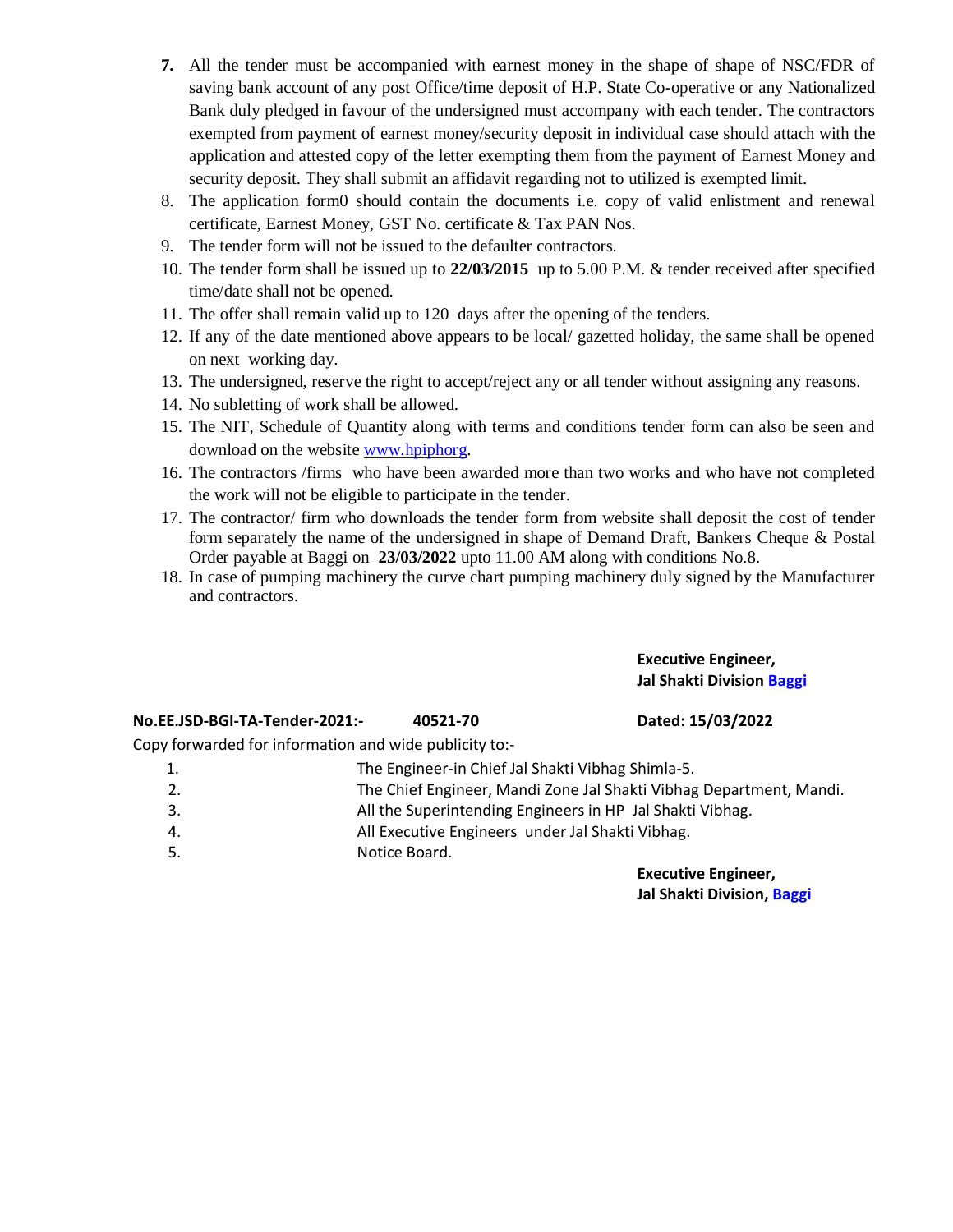7. All the tender must be accompanied with earnest money in the shape of shape of NSC/FDR of saving bank account of any post Office/time deposit of H.P. State Co-operative or any Nationalized Bank duly pledged in favour of the undersigned must accompany with each tender. The contractors exempted from payment of earnest money/security deposit in individual case should attach with the application and attested copy of the letter exempting them from the payment of Earnest Money and security deposit. They shall submit an affidavit regarding not to utilized is exempted limit.
8. The application form0 should contain the documents i.e. copy of valid enlistment and renewal certificate, Earnest Money, GST No. certificate & Tax PAN Nos.
9. The tender form will not be issued to the defaulter contractors.
10. The tender form shall be issued up to **22/03/2015** up to 5.00 P.M. & tender received after specified time/date shall not be opened.
11. The offer shall remain valid up to 120 days after the opening of the tenders.
12. If any of the date mentioned above appears to be local/ gazetted holiday, the same shall be opened on next working day.
13. The undersigned, reserve the right to accept/reject any or all tender without assigning any reasons.
14. No subletting of work shall be allowed.
15. The NIT, Schedule of Quantity along with terms and conditions tender form can also be seen and download on the website www.hpiphorg.
16. The contractors /firms who have been awarded more than two works and who have not completed the work will not be eligible to participate in the tender.
17. The contractor/ firm who downloads the tender form from website shall deposit the cost of tender form separately the name of the undersigned in shape of Demand Draft, Bankers Cheque & Postal Order payable at Baggi on **23/03/2022** upto 11.00 AM along with conditions No.8.
18. In case of pumping machinery the curve chart pumping machinery duly signed by the Manufacturer and contractors.

**Executive Engineer,**
**Jal Shakti Division Baggi**

**No.EE.JSD-BGI-TA-Tender-2021:- 40521-70** **Dated: 15/03/2022**

Copy forwarded for information and wide publicity to:-

1. The Engineer-in Chief Jal Shakti Vibhag Shimla-5.
2. The Chief Engineer, Mandi Zone Jal Shakti Vibhag Department, Mandi.
3. All the Superintending Engineers in HP Jal Shakti Vibhag.
4. All Executive Engineers under Jal Shakti Vibhag.
5. Notice Board.

**Executive Engineer,**
**Jal Shakti Division, Baggi**